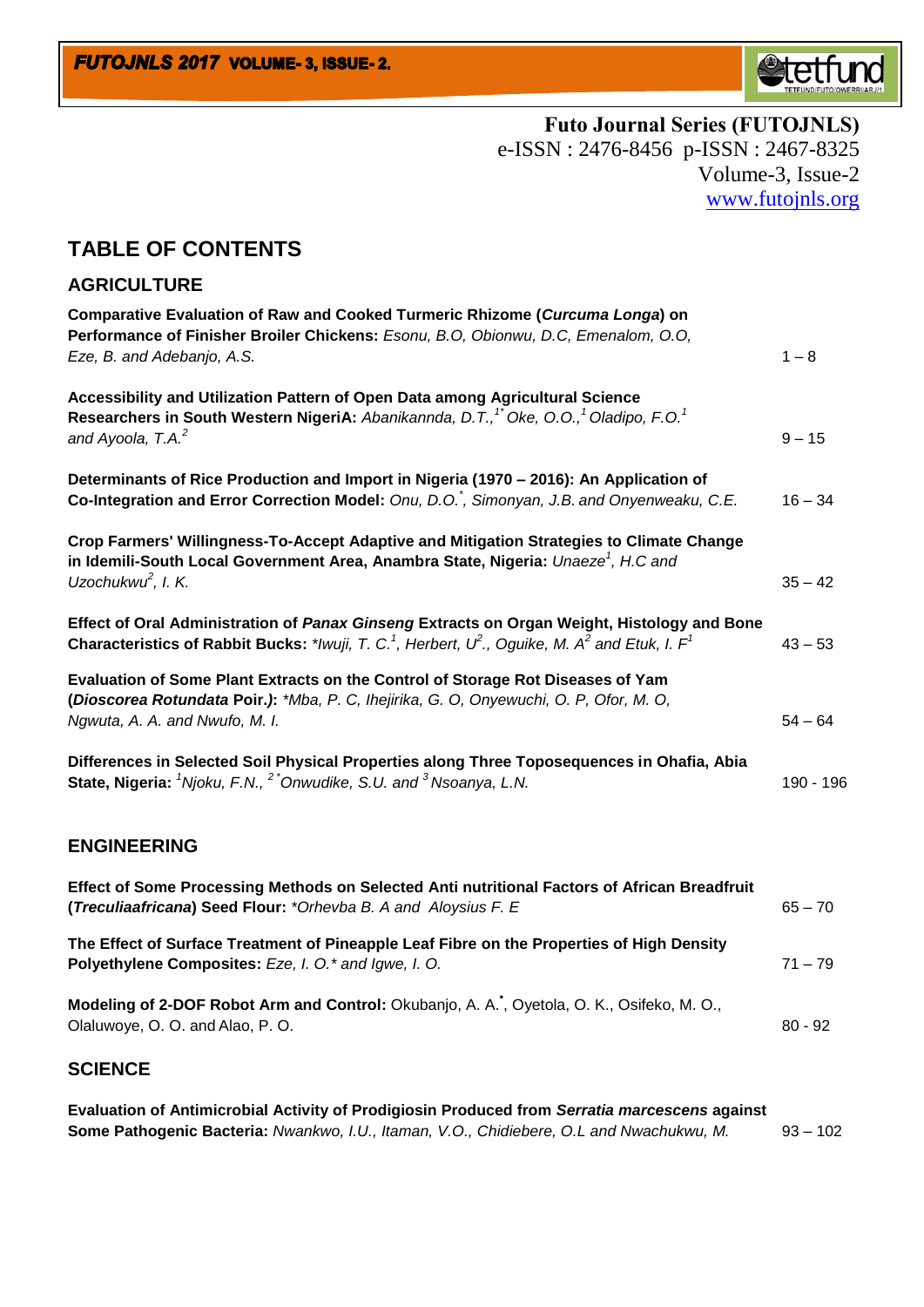**Futo Journal Series (FUTOJNLS)**
e-ISSN : 2476-8456 p-ISSN : 2467-8325
Volume-3, Issue-2
www.futojnls.org

# TABLE OF CONTENTS

## AGRICULTURE

**Comparative Evaluation of Raw and Cooked Turmeric Rhizome (*Curcuma Longa*) on Performance of Finisher Broiler Chickens:** *Esonu, B.O, Obionwu, D.C, Emenalom, O.O, Eze, B. and Adebanjo, A.S.* — 1 – 8

**Accessibility and Utilization Pattern of Open Data among Agricultural Science Researchers in South Western NigeriA:** *Abanikannda, D.T.,[1*] Oke, O.O.,[1] Oladipo, F.O.[1] and Ayoola, T.A.[2]* — 9 – 15

**Determinants of Rice Production and Import in Nigeria (1970 – 2016): An Application of Co-Integration and Error Correction Model:** *Onu, D.O.[*], Simonyan, J.B. and Onyenweaku, C.E.* — 16 – 34

**Crop Farmers' Willingness-To-Accept Adaptive and Mitigation Strategies to Climate Change in Idemili-South Local Government Area, Anambra State, Nigeria:** *Unaeze[1], H.C and Uzochukwu[2], I. K.* — 35 – 42

**Effect of Oral Administration of *Panax Ginseng* Extracts on Organ Weight, Histology and Bone Characteristics of Rabbit Bucks:** *\*Iwuji, T. C.[1], Herbert, U[2]., Oguike, M. A[2] and Etuk, I. F[1]* — 43 – 53

**Evaluation of Some Plant Extracts on the Control of Storage Rot Diseases of Yam (*Dioscorea Rotundata* Poir.):** *\*Mba, P. C, Ihejirika, G. O, Onyewuchi, O. P, Ofor, M. O, Ngwuta, A. A. and Nwufo, M. I.* — 54 – 64

**Differences in Selected Soil Physical Properties along Three Toposequences in Ohafia, Abia State, Nigeria:** *[1]Njoku, F.N., [2*]Onwudike, S.U. and [3]Nsoanya, L.N.* — 190 - 196

## ENGINEERING

**Effect of Some Processing Methods on Selected Anti nutritional Factors of African Breadfruit (*Treculiaafricana*) Seed Flour:** *\*Orhevba B. A and Aloysius F. E* — 65 – 70

**The Effect of Surface Treatment of Pineapple Leaf Fibre on the Properties of High Density Polyethylene Composites:** *Eze, I. O.\* and Igwe, I. O.* — 71 – 79

**Modeling of 2-DOF Robot Arm and Control:** Okubanjo, A. A.[*], Oyetola, O. K., Osifeko, M. O., Olaluwoye, O. O. and Alao, P. O. — 80 - 92

## SCIENCE

**Evaluation of Antimicrobial Activity of Prodigiosin Produced from *Serratia marcescens* against Some Pathogenic Bacteria:** *Nwankwo, I.U., Itaman, V.O., Chidiebere, O.L and Nwachukwu, M.* — 93 – 102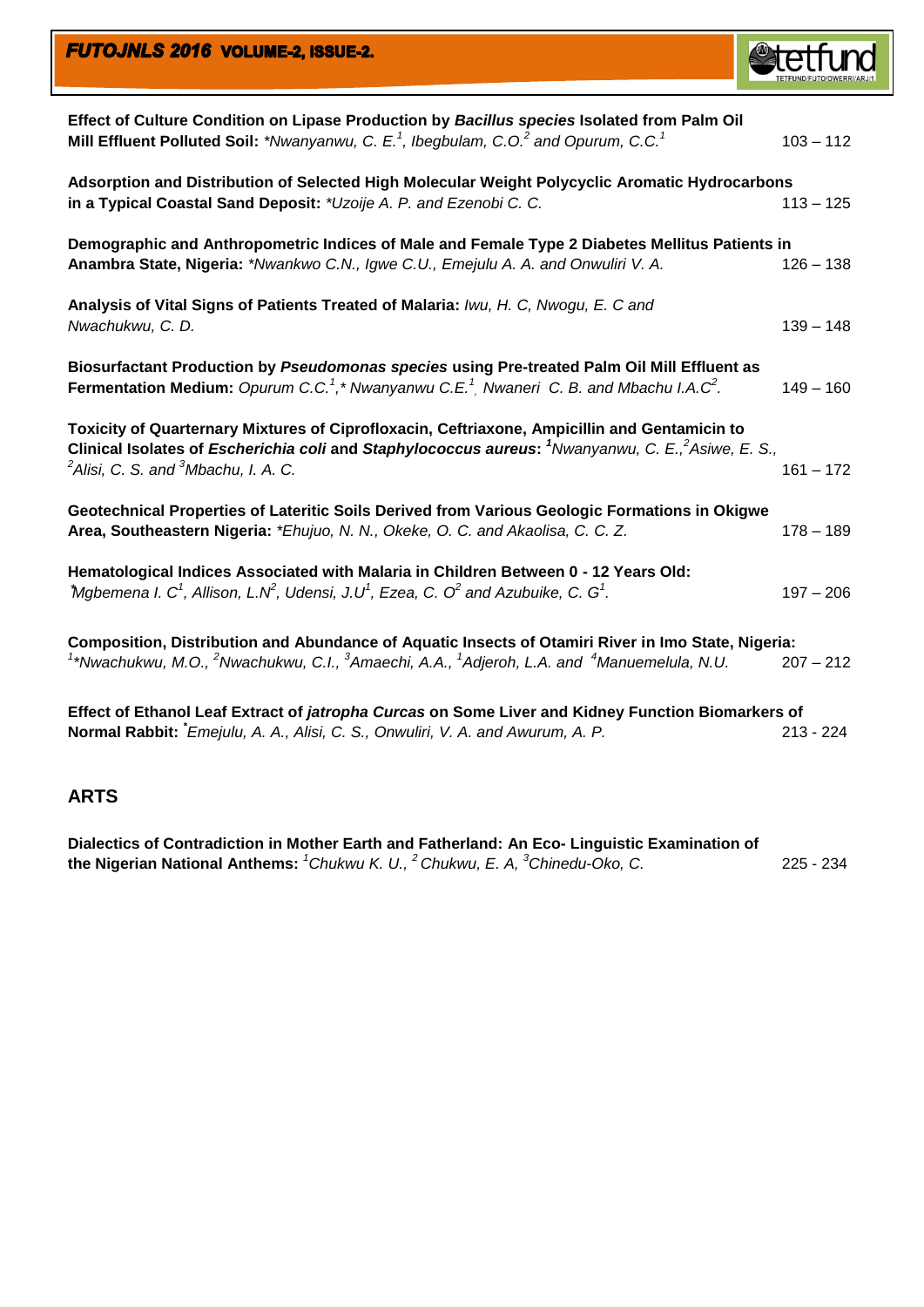**Effect of Culture Condition on Lipase Production by *Bacillus species* Isolated from Palm Oil Mill Effluent Polluted Soil:** *\*Nwanyanwu, C. E.[1], Ibegbulam, C.O.[2] and Opurum, C.C.[1]* 103 – 112

**Adsorption and Distribution of Selected High Molecular Weight Polycyclic Aromatic Hydrocarbons in a Typical Coastal Sand Deposit:** *\*Uzoije A. P. and Ezenobi C. C.* 113 – 125

**Demographic and Anthropometric Indices of Male and Female Type 2 Diabetes Mellitus Patients in Anambra State, Nigeria:** *\*Nwankwo C.N., Igwe C.U., Emejulu A. A. and Onwuliri V. A.* 126 – 138

**Analysis of Vital Signs of Patients Treated of Malaria:** *Iwu, H. C, Nwogu, E. C and Nwachukwu, C. D.* 139 – 148

**Biosurfactant Production by *Pseudomonas species* using Pre-treated Palm Oil Mill Effluent as Fermentation Medium:** *Opurum C.C.[1],\* Nwanyanwu C.E.[1], Nwaneri C. B. and Mbachu I.A.C[2].* 149 – 160

**Toxicity of Quarternary Mixtures of Ciprofloxacin, Ceftriaxone, Ampicillin and Gentamicin to Clinical Isolates of *Escherichia coli* and *Staphylococcus aureus*:** *[1]Nwanyanwu, C. E.,[2]Asiwe, E. S., [2]Alisi, C. S. and [3]Mbachu, I. A. C.* 161 – 172

**Geotechnical Properties of Lateritic Soils Derived from Various Geologic Formations in Okigwe Area, Southeastern Nigeria:** *\*Ehujuo, N. N., Okeke, O. C. and Akaolisa, C. C. Z.* 178 – 189

**Hematological Indices Associated with Malaria in Children Between 0 - 12 Years Old:** *\*Mgbemena I. C[1], Allison, L.N[2], Udensi, J.U[1], Ezea, C. O[2] and Azubuike, C. G[1].* 197 – 206

**Composition, Distribution and Abundance of Aquatic Insects of Otamiri River in Imo State, Nigeria:** *[1]\*Nwachukwu, M.O., [2]Nwachukwu, C.I., [3]Amaechi, A.A., [1]Adjeroh, L.A. and [4]Manuemelula, N.U.* 207 – 212

**Effect of Ethanol Leaf Extract of *jatropha Curcas* on Some Liver and Kidney Function Biomarkers of Normal Rabbit:** *\*Emejulu, A. A., Alisi, C. S., Onwuliri, V. A. and Awurum, A. P.* 213 - 224

## ARTS

**Dialectics of Contradiction in Mother Earth and Fatherland: An Eco- Linguistic Examination of the Nigerian National Anthems:** *[1]Chukwu K. U., [2]Chukwu, E. A, [3]Chinedu-Oko, C.* 225 - 234